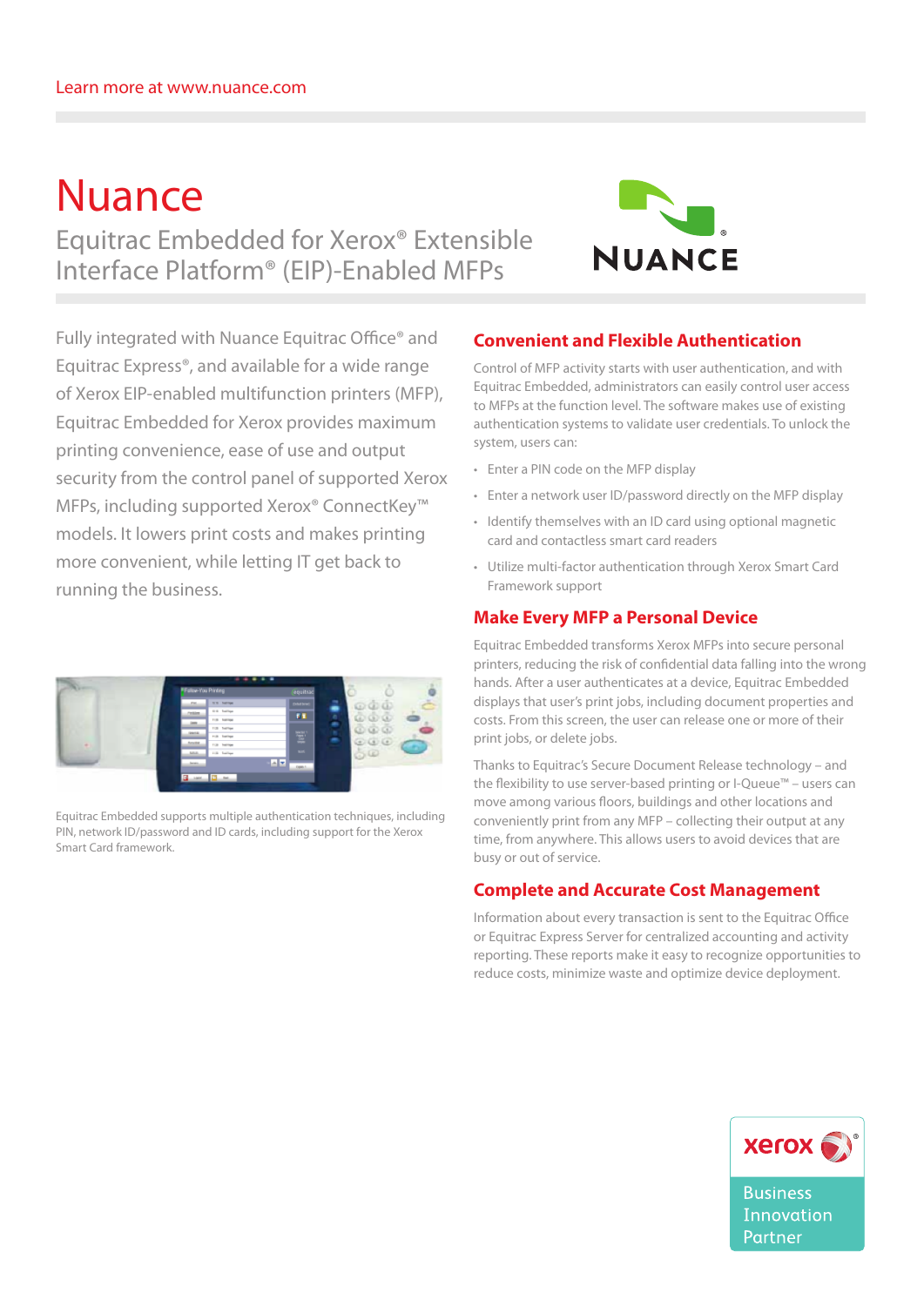Learn more at www.nuance.com

# Nuance

## Equitrac Embedded for Xerox® Extensible Interface Platform® (EIP)-Enabled MFPs

Fully integrated with Nuance Equitrac Office® and Equitrac Express®, and available for a wide range of Xerox EIP-enabled multifunction printers (MFP), Equitrac Embedded for Xerox provides maximum printing convenience, ease of use and output security from the control panel of supported Xerox MFPs, including supported Xerox® ConnectKey™ models. It lowers print costs and makes printing more convenient, while letting IT get back to running the business.

Equitrac Embedded supports multiple authentication techniques, including PIN, network ID/password and ID cards, including support for the Xerox Smart Card framework.

### Convenient and Flexible Authentication

Control of MFP activity starts with user authentication, and with Equitrac Embedded, administrators can easily control user access to MFPs at the function level. The software makes use of existing authentication systems to validate user credentials. To unlock the system, users can:

- Enter a PIN code on the MFP display
- Enter a network user ID/password directly on the MFP display
- Identify themselves with an ID card using optional magnetic card and contactless smart card readers
- Utilize multi-factor authentication through Xerox Smart Card Framework support

### Make Every MFP a Personal Device

Equitrac Embedded transforms Xerox MFPs into secure personal printers, reducing the risk of confidential data falling into the wrong hands. After a user authenticates at a device, Equitrac Embedded displays that user's print jobs, including document properties and costs. From this screen, the user can release one or more of their print jobs, or delete jobs.

Thanks to Equitrac's Secure Document Release technology – and the flexibility to use server-based printing or I-Queue™ – users can move among various floors, buildings and other locations and conveniently print from any MFP – collecting their output at any time, from anywhere. This allows users to avoid devices that are busy or out of service.

### Complete and Accurate Cost Management

Information about every transaction is sent to the Equitrac Office or Equitrac Express Server for centralized accounting and activity reporting. These reports make it easy to recognize opportunities to reduce costs, minimize waste and optimize device deployment.

xerox® Business Innovation Partner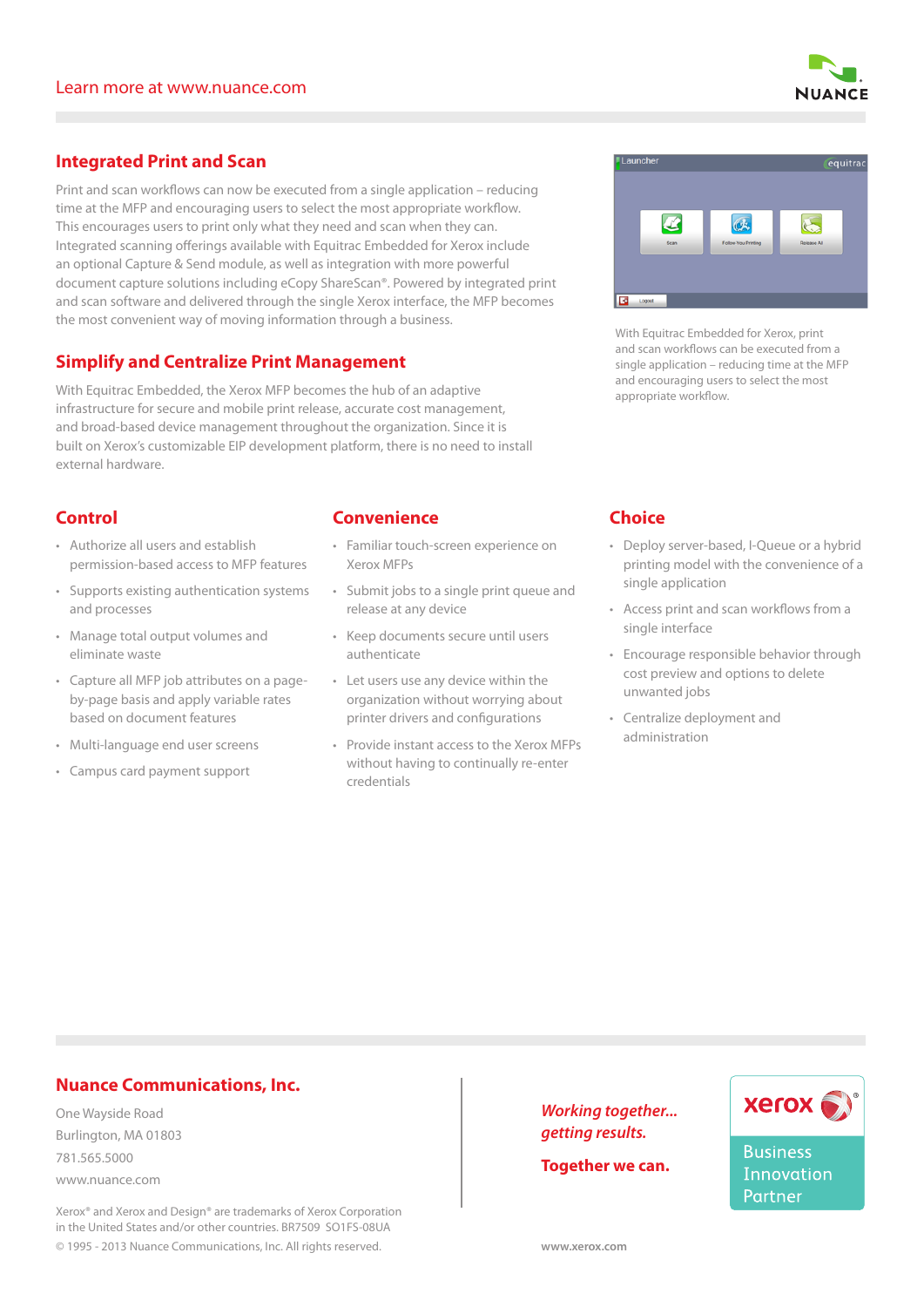Learn more at www.nuance.com

## Integrated Print and Scan

Print and scan workflows can now be executed from a single application – reducing time at the MFP and encouraging users to select the most appropriate workflow. This encourages users to print only what they need and scan when they can. Integrated scanning offerings available with Equitrac Embedded for Xerox include an optional Capture & Send module, as well as integration with more powerful document capture solutions including eCopy ShareScan®. Powered by integrated print and scan software and delivered through the single Xerox interface, the MFP becomes the most convenient way of moving information through a business.

With Equitrac Embedded for Xerox, print and scan workflows can be executed from a single application – reducing time at the MFP and encouraging users to select the most appropriate workflow.

## Simplify and Centralize Print Management

With Equitrac Embedded, the Xerox MFP becomes the hub of an adaptive infrastructure for secure and mobile print release, accurate cost management, and broad-based device management throughout the organization. Since it is built on Xerox's customizable EIP development platform, there is no need to install external hardware.

## Control

- Authorize all users and establish permission-based access to MFP features
- Supports existing authentication systems and processes
- Manage total output volumes and eliminate waste
- Capture all MFP job attributes on a page-by-page basis and apply variable rates based on document features
- Multi-language end user screens
- Campus card payment support

## Convenience

- Familiar touch-screen experience on Xerox MFPs
- Submit jobs to a single print queue and release at any device
- Keep documents secure until users authenticate
- Let users use any device within the organization without worrying about printer drivers and configurations
- Provide instant access to the Xerox MFPs without having to continually re-enter credentials

## Choice

- Deploy server-based, I-Queue or a hybrid printing model with the convenience of a single application
- Access print and scan workflows from a single interface
- Encourage responsible behavior through cost preview and options to delete unwanted jobs
- Centralize deployment and administration

## Nuance Communications, Inc.

One Wayside Road
Burlington, MA 01803
781.565.5000
www.nuance.com

Xerox® and Xerox and Design® are trademarks of Xerox Corporation in the United States and/or other countries. BR7509 SO1FS-08UA
© 1995 - 2013 Nuance Communications, Inc. All rights reserved.

*Working together... getting results.*

**Together we can.**

www.xerox.com

xerox® Business Innovation Partner